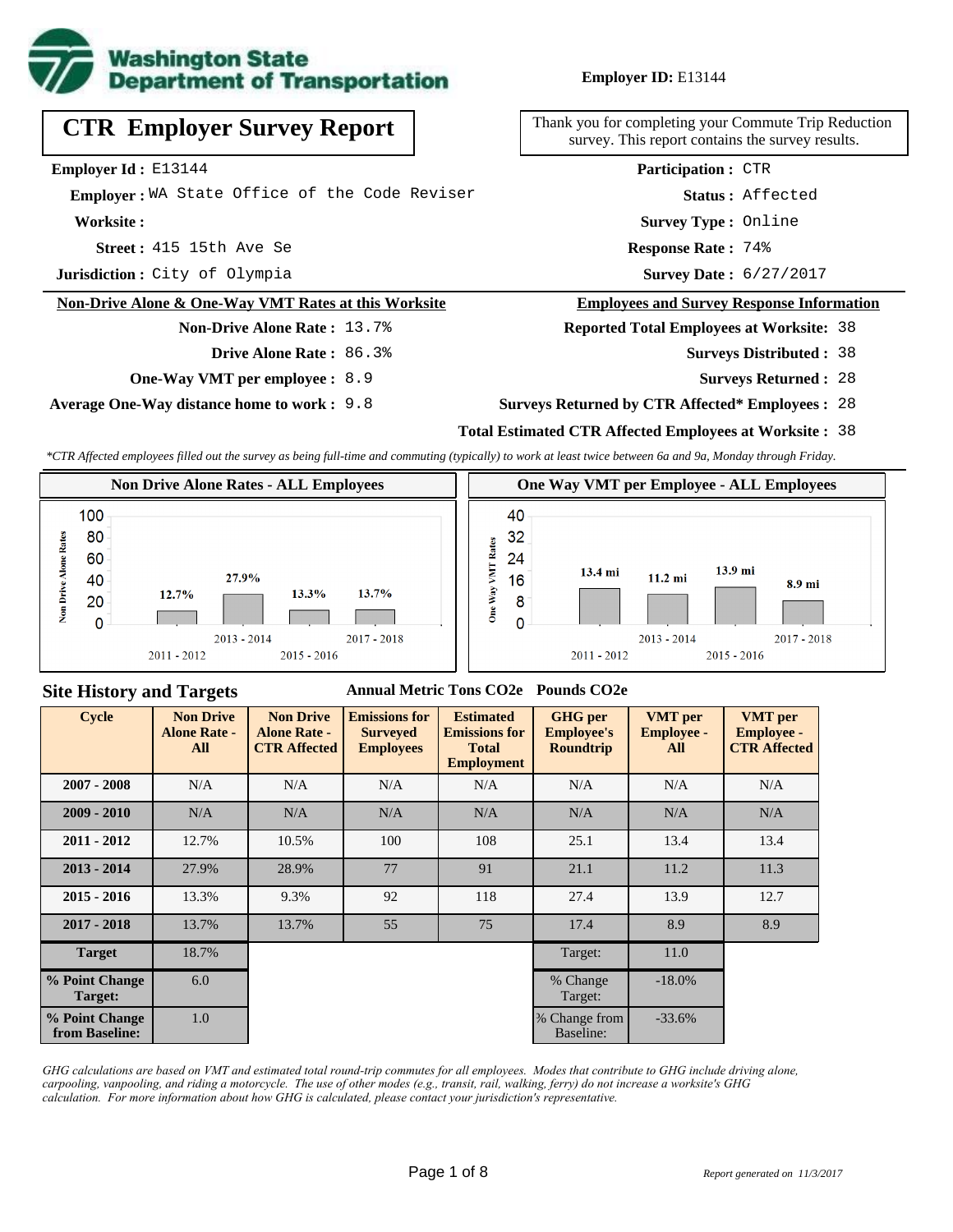**Washington State Department of Transportation**

**Employer ID:** E13144

# CTR Employer Survey Report

Thank you for completing your Commute Trip Reduction survey. This report contains the survey results.

**Employer Id :** E13144

**Employer :** WA State Office of the Code Reviser

**Worksite :**

**Street :** 415 15th Ave Se

**Jurisdiction :** City of Olympia

**Participation :** CTR

**Status :** Affected

**Survey Type :** Online

**Response Rate :** 74%

**Survey Date :** 6/27/2017

## Non-Drive Alone & One-Way VMT Rates at this Worksite

**Non-Drive Alone Rate :** 13.7%

**Drive Alone Rate :** 86.3%

**One-Way VMT per employee :** 8.9

**Average One-Way distance home to work :** 9.8

## Employees and Survey Response Information

**Reported Total Employees at Worksite:** 38

**Surveys Distributed :** 38

**Surveys Returned :** 28

**Surveys Returned by CTR Affected\* Employees :** 28

**Total Estimated CTR Affected Employees at Worksite :** 38

*\*CTR Affected employees filled out the survey as being full-time and commuting (typically) to work at least twice between 6a and 9a, Monday through Friday.*

### Non Drive Alone Rates - ALL Employees

| 2011 - 2012 | 2013 - 2014 | 2015 - 2016 | 2017 - 2018 |
|---|---|---|---|
| 12.7% | 27.9% | 13.3% | 13.7% |

### One Way VMT per Employee - ALL Employees

| 2011 - 2012 | 2013 - 2014 | 2015 - 2016 | 2017 - 2018 |
|---|---|---|---|
| 13.4 mi | 11.2 mi | 13.9 mi | 8.9 mi |

## Site History and Targets

| Cycle | Non Drive Alone Rate - All | Non Drive Alone Rate - CTR Affected | Emissions for Surveyed Employees (Annual Metric Tons CO2e) | Estimated Emissions for Total Employment (Annual Metric Tons CO2e) | GHG per Employee's Roundtrip (Pounds CO2e) | VMT per Employee - All | VMT per Employee - CTR Affected |
|---|---|---|---|---|---|---|---|
| 2007 - 2008 | N/A | N/A | N/A | N/A | N/A | N/A | N/A |
| 2009 - 2010 | N/A | N/A | N/A | N/A | N/A | N/A | N/A |
| 2011 - 2012 | 12.7% | 10.5% | 100 | 108 | 25.1 | 13.4 | 13.4 |
| 2013 - 2014 | 27.9% | 28.9% | 77 | 91 | 21.1 | 11.2 | 11.3 |
| 2015 - 2016 | 13.3% | 9.3% | 92 | 118 | 27.4 | 13.9 | 12.7 |
| 2017 - 2018 | 13.7% | 13.7% | 55 | 75 | 17.4 | 8.9 | 8.9 |
| Target | 18.7% | | | | Target: | 11.0 | |
| % Point Change Target: | 6.0 | | | | % Change Target: | -18.0% | |
| % Point Change from Baseline: | 1.0 | | | | % Change from Baseline: | -33.6% | |

*GHG calculations are based on VMT and estimated total round-trip commutes for all employees. Modes that contribute to GHG include driving alone, carpooling, vanpooling, and riding a motorcycle. The use of other modes (e.g., transit, rail, walking, ferry) do not increase a worksite's GHG calculation. For more information about how GHG is calculated, please contact your jurisdiction's representative.*

*Report generated on 11/3/2017*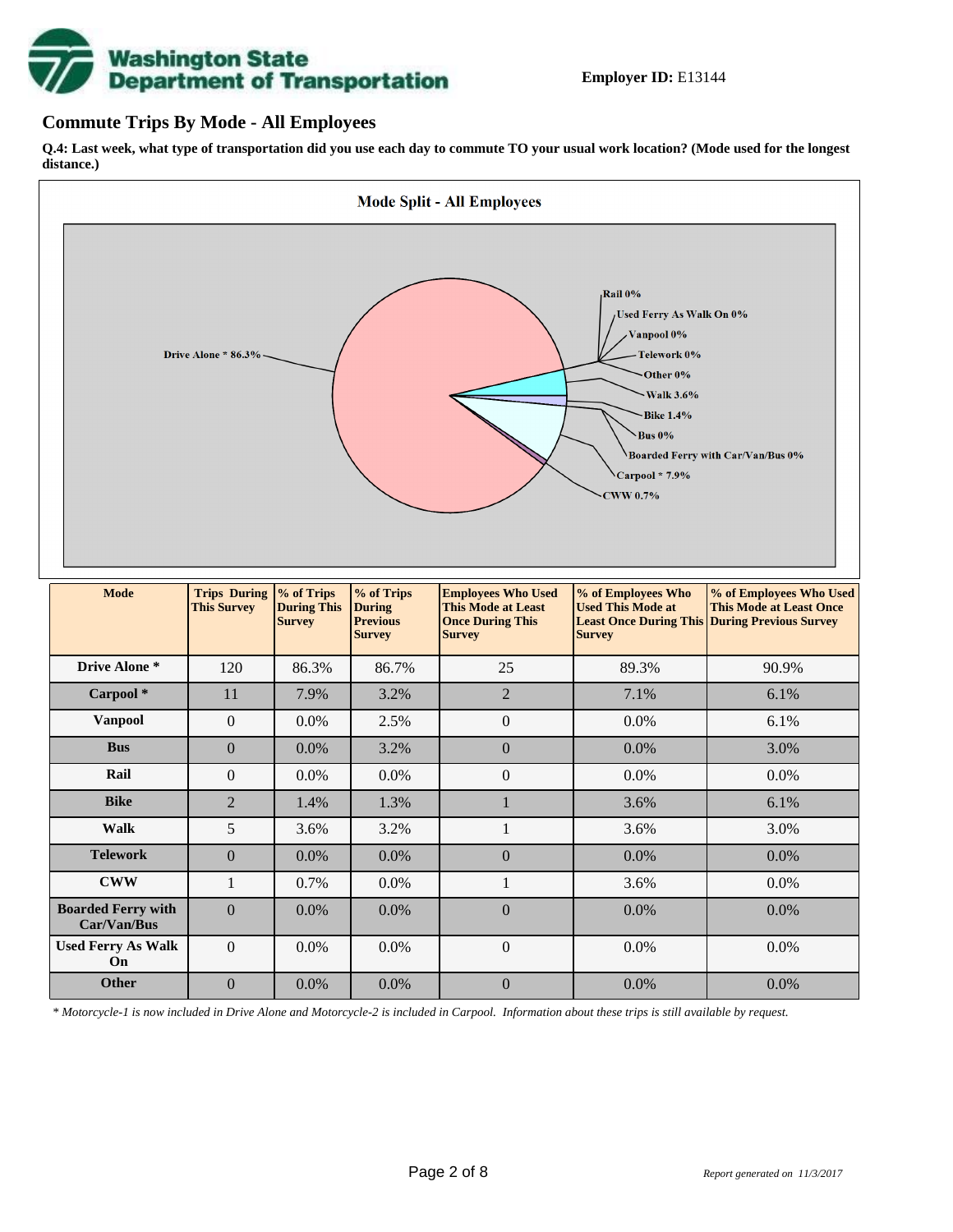**Employer ID:** E13144

## Commute Trips By Mode - All Employees

**Q.4: Last week, what type of transportation did you use each day to commute TO your usual work location? (Mode used for the longest distance.)**

**Mode Split - All Employees**

Drive Alone * 86.3%
Rail 0%
Used Ferry As Walk On 0%
Vanpool 0%
Telework 0%
Other 0%
Walk 3.6%
Bike 1.4%
Bus 0%
Boarded Ferry with Car/Van/Bus 0%
Carpool * 7.9%
CWW 0.7%

| Mode | Trips During This Survey | % of Trips During This Survey | % of Trips During Previous Survey | Employees Who Used This Mode at Least Once During This Survey | % of Employees Who Used This Mode at Least Once During This Survey | % of Employees Who Used This Mode at Least Once During Previous Survey |
|---|---|---|---|---|---|---|
| **Drive Alone *** | 120 | 86.3% | 86.7% | 25 | 89.3% | 90.9% |
| **Carpool *** | 11 | 7.9% | 3.2% | 2 | 7.1% | 6.1% |
| **Vanpool** | 0 | 0.0% | 2.5% | 0 | 0.0% | 6.1% |
| **Bus** | 0 | 0.0% | 3.2% | 0 | 0.0% | 3.0% |
| **Rail** | 0 | 0.0% | 0.0% | 0 | 0.0% | 0.0% |
| **Bike** | 2 | 1.4% | 1.3% | 1 | 3.6% | 6.1% |
| **Walk** | 5 | 3.6% | 3.2% | 1 | 3.6% | 3.0% |
| **Telework** | 0 | 0.0% | 0.0% | 0 | 0.0% | 0.0% |
| **CWW** | 1 | 0.7% | 0.0% | 1 | 3.6% | 0.0% |
| **Boarded Ferry with Car/Van/Bus** | 0 | 0.0% | 0.0% | 0 | 0.0% | 0.0% |
| **Used Ferry As Walk On** | 0 | 0.0% | 0.0% | 0 | 0.0% | 0.0% |
| **Other** | 0 | 0.0% | 0.0% | 0 | 0.0% | 0.0% |

*\* Motorcycle-1 is now included in Drive Alone and Motorcycle-2 is included in Carpool. Information about these trips is still available by request.*

*Report generated on 11/3/2017*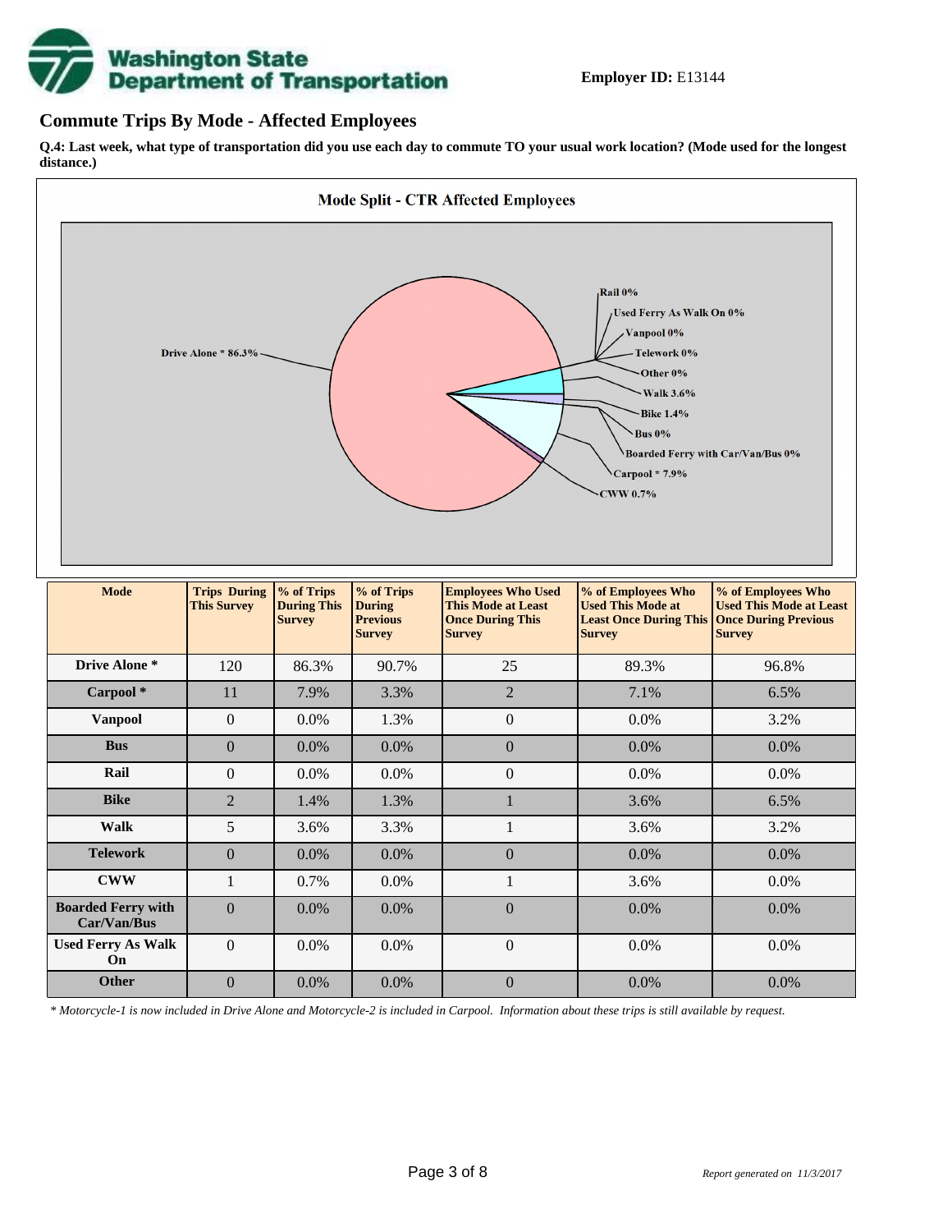**Employer ID:** E13144

## Commute Trips By Mode - Affected Employees

**Q.4: Last week, what type of transportation did you use each day to commute TO your usual work location? (Mode used for the longest distance.)**

**Mode Split - CTR Affected Employees**

Drive Alone * 86.3%
Rail 0%
Used Ferry As Walk On 0%
Vanpool 0%
Telework 0%
Other 0%
Walk 3.6%
Bike 1.4%
Bus 0%
Boarded Ferry with Car/Van/Bus 0%
Carpool * 7.9%
CWW 0.7%

| Mode | Trips During This Survey | % of Trips During This Survey | % of Trips During Previous Survey | Employees Who Used This Mode at Least Once During This Survey | % of Employees Who Used This Mode at Least Once During This Survey | % of Employees Who Used This Mode at Least Once During Previous Survey |
|---|---|---|---|---|---|---|
| Drive Alone * | 120 | 86.3% | 90.7% | 25 | 89.3% | 96.8% |
| Carpool * | 11 | 7.9% | 3.3% | 2 | 7.1% | 6.5% |
| Vanpool | 0 | 0.0% | 1.3% | 0 | 0.0% | 3.2% |
| Bus | 0 | 0.0% | 0.0% | 0 | 0.0% | 0.0% |
| Rail | 0 | 0.0% | 0.0% | 0 | 0.0% | 0.0% |
| Bike | 2 | 1.4% | 1.3% | 1 | 3.6% | 6.5% |
| Walk | 5 | 3.6% | 3.3% | 1 | 3.6% | 3.2% |
| Telework | 0 | 0.0% | 0.0% | 0 | 0.0% | 0.0% |
| CWW | 1 | 0.7% | 0.0% | 1 | 3.6% | 0.0% |
| Boarded Ferry with Car/Van/Bus | 0 | 0.0% | 0.0% | 0 | 0.0% | 0.0% |
| Used Ferry As Walk On | 0 | 0.0% | 0.0% | 0 | 0.0% | 0.0% |
| Other | 0 | 0.0% | 0.0% | 0 | 0.0% | 0.0% |

*\* Motorcycle-1 is now included in Drive Alone and Motorcycle-2 is included in Carpool. Information about these trips is still available by request.*

*Report generated on 11/3/2017*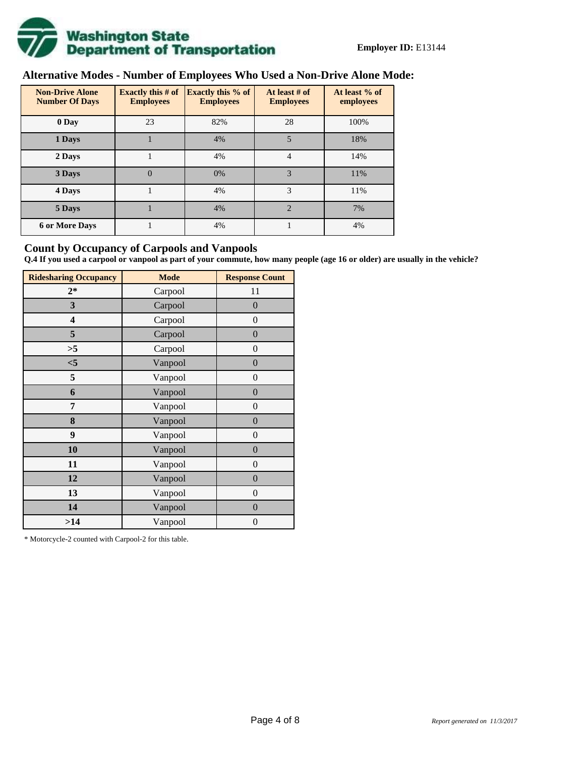**Employer ID:** E13144

## Alternative Modes - Number of Employees Who Used a Non-Drive Alone Mode:

| Non-Drive Alone Number Of Days | Exactly this # of Employees | Exactly this % of Employees | At least # of Employees | At least % of employees |
|---|---|---|---|---|
| 0 Day | 23 | 82% | 28 | 100% |
| 1 Days | 1 | 4% | 5 | 18% |
| 2 Days | 1 | 4% | 4 | 14% |
| 3 Days | 0 | 0% | 3 | 11% |
| 4 Days | 1 | 4% | 3 | 11% |
| 5 Days | 1 | 4% | 2 | 7% |
| 6 or More Days | 1 | 4% | 1 | 4% |

## Count by Occupancy of Carpools and Vanpools

**Q.4 If you used a carpool or vanpool as part of your commute, how many people (age 16 or older) are usually in the vehicle?**

| Ridesharing Occupancy | Mode | Response Count |
|---|---|---|
| 2* | Carpool | 11 |
| 3 | Carpool | 0 |
| 4 | Carpool | 0 |
| 5 | Carpool | 0 |
| >5 | Carpool | 0 |
| <5 | Vanpool | 0 |
| 5 | Vanpool | 0 |
| 6 | Vanpool | 0 |
| 7 | Vanpool | 0 |
| 8 | Vanpool | 0 |
| 9 | Vanpool | 0 |
| 10 | Vanpool | 0 |
| 11 | Vanpool | 0 |
| 12 | Vanpool | 0 |
| 13 | Vanpool | 0 |
| 14 | Vanpool | 0 |
| >14 | Vanpool | 0 |

* Motorcycle-2 counted with Carpool-2 for this table.

*Report generated on 11/3/2017*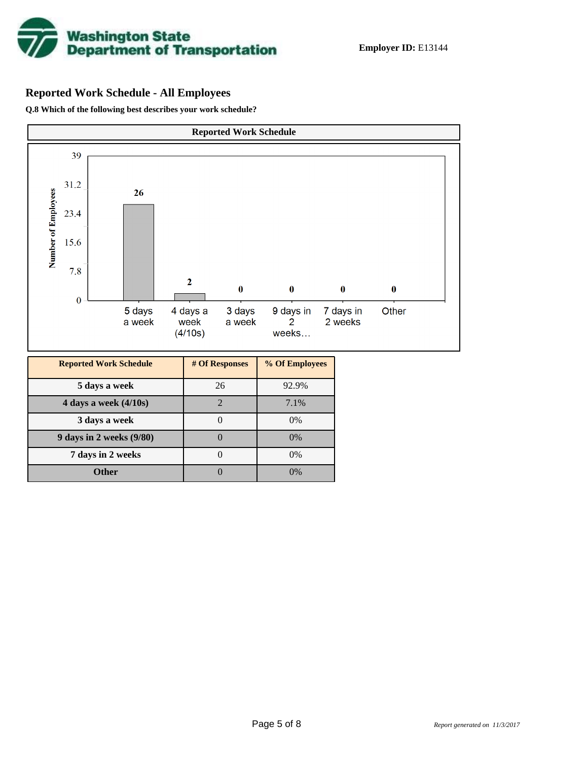**Employer ID:** E13144

## Reported Work Schedule - All Employees

**Q.8 Which of the following best describes your work schedule?**

| Reported Work Schedule | # Of Responses | % Of Employees |
|---|---|---|
| 5 days a week | 26 | 92.9% |
| 4 days a week (4/10s) | 2 | 7.1% |
| 3 days a week | 0 | 0% |
| 9 days in 2 weeks (9/80) | 0 | 0% |
| 7 days in 2 weeks | 0 | 0% |
| Other | 0 | 0% |

*Report generated on 11/3/2017*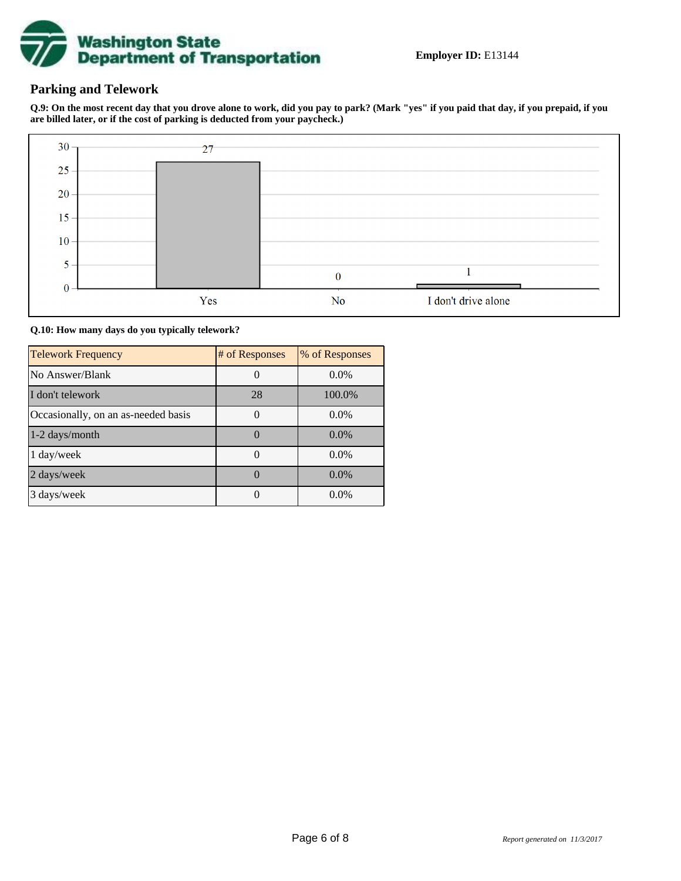**Employer ID:** E13144

## Parking and Telework

**Q.9: On the most recent day that you drove alone to work, did you pay to park? (Mark "yes" if you paid that day, if you prepaid, if you are billed later, or if the cost of parking is deducted from your paycheck.)**

| Response | Count |
|---|---|
| Yes | 27 |
| No | 0 |
| I don't drive alone | 1 |

**Q.10: How many days do you typically telework?**

| Telework Frequency | # of Responses | % of Responses |
|---|---|---|
| No Answer/Blank | 0 | 0.0% |
| I don't telework | 28 | 100.0% |
| Occasionally, on an as-needed basis | 0 | 0.0% |
| 1-2 days/month | 0 | 0.0% |
| 1 day/week | 0 | 0.0% |
| 2 days/week | 0 | 0.0% |
| 3 days/week | 0 | 0.0% |

*Report generated on 11/3/2017*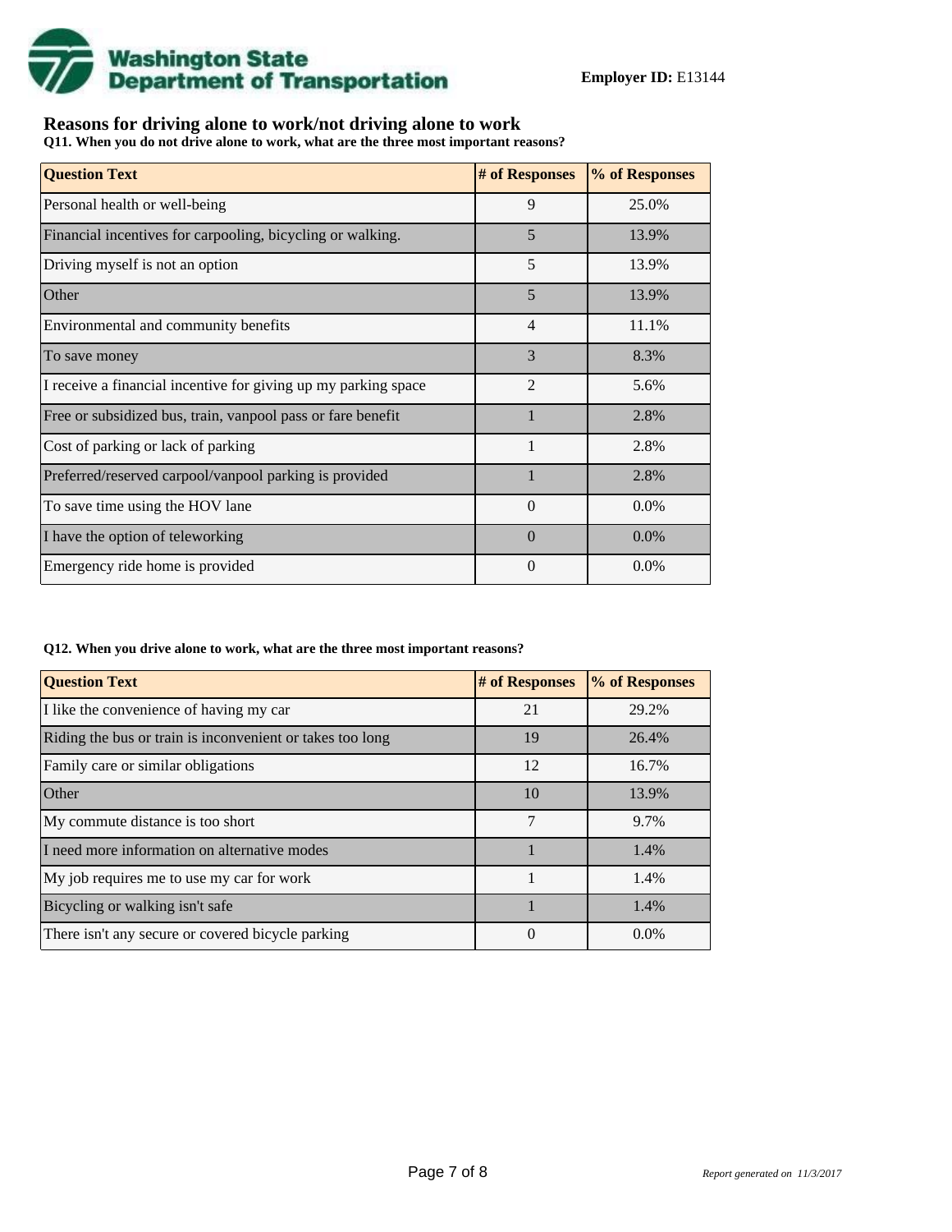**Employer ID:** E13144

## Reasons for driving alone to work/not driving alone to work

**Q11. When you do not drive alone to work, what are the three most important reasons?**

| Question Text | # of Responses | % of Responses |
|---|---|---|
| Personal health or well-being | 9 | 25.0% |
| Financial incentives for carpooling, bicycling or walking. | 5 | 13.9% |
| Driving myself is not an option | 5 | 13.9% |
| Other | 5 | 13.9% |
| Environmental and community benefits | 4 | 11.1% |
| To save money | 3 | 8.3% |
| I receive a financial incentive for giving up my parking space | 2 | 5.6% |
| Free or subsidized bus, train, vanpool pass or fare benefit | 1 | 2.8% |
| Cost of parking or lack of parking | 1 | 2.8% |
| Preferred/reserved carpool/vanpool parking is provided | 1 | 2.8% |
| To save time using the HOV lane | 0 | 0.0% |
| I have the option of teleworking | 0 | 0.0% |
| Emergency ride home is provided | 0 | 0.0% |

**Q12. When you drive alone to work, what are the three most important reasons?**

| Question Text | # of Responses | % of Responses |
|---|---|---|
| I like the convenience of having my car | 21 | 29.2% |
| Riding the bus or train is inconvenient or takes too long | 19 | 26.4% |
| Family care or similar obligations | 12 | 16.7% |
| Other | 10 | 13.9% |
| My commute distance is too short | 7 | 9.7% |
| I need more information on alternative modes | 1 | 1.4% |
| My job requires me to use my car for work | 1 | 1.4% |
| Bicycling or walking isn't safe | 1 | 1.4% |
| There isn't any secure or covered bicycle parking | 0 | 0.0% |

*Report generated on 11/3/2017*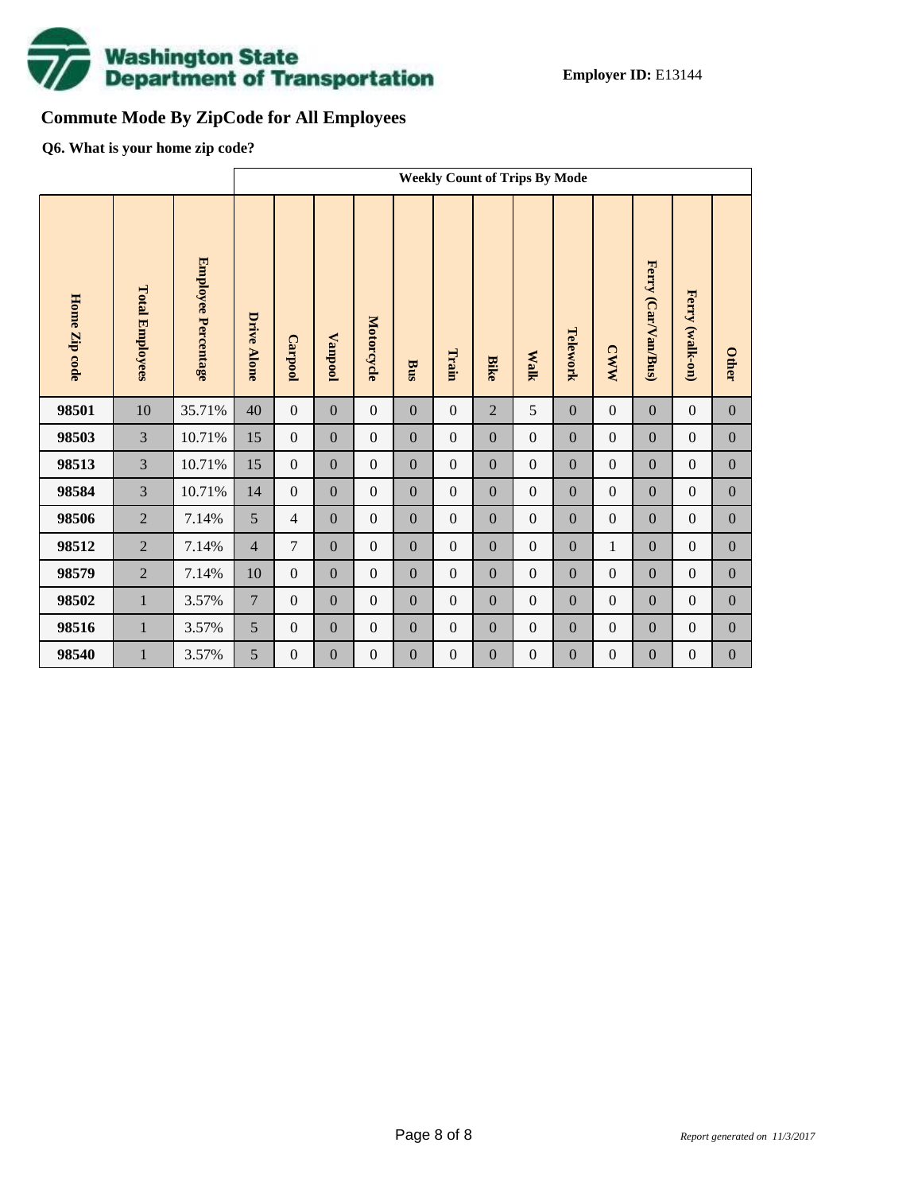**Employer ID:** E13144

## Commute Mode By ZipCode for All Employees

**Q6. What is your home zip code?**

| | | | Weekly Count of Trips By Mode | | | | | | | | | | | | |
|---|---|---|---|---|---|---|---|---|---|---|---|---|---|---|---|
| **Home Zip code** | **Total Employees** | **Employee Percentage** | **Drive Alone** | **Carpool** | **Vanpool** | **Motorcycle** | **Bus** | **Train** | **Bike** | **Walk** | **Telework** | **CWW** | **Ferry (Car/Van/Bus)** | **Ferry (walk-on)** | **Other** |
| **98501** | 10 | 35.71% | 40 | 0 | 0 | 0 | 0 | 0 | 2 | 5 | 0 | 0 | 0 | 0 | 0 |
| **98503** | 3 | 10.71% | 15 | 0 | 0 | 0 | 0 | 0 | 0 | 0 | 0 | 0 | 0 | 0 | 0 |
| **98513** | 3 | 10.71% | 15 | 0 | 0 | 0 | 0 | 0 | 0 | 0 | 0 | 0 | 0 | 0 | 0 |
| **98584** | 3 | 10.71% | 14 | 0 | 0 | 0 | 0 | 0 | 0 | 0 | 0 | 0 | 0 | 0 | 0 |
| **98506** | 2 | 7.14% | 5 | 4 | 0 | 0 | 0 | 0 | 0 | 0 | 0 | 0 | 0 | 0 | 0 |
| **98512** | 2 | 7.14% | 4 | 7 | 0 | 0 | 0 | 0 | 0 | 0 | 0 | 1 | 0 | 0 | 0 |
| **98579** | 2 | 7.14% | 10 | 0 | 0 | 0 | 0 | 0 | 0 | 0 | 0 | 0 | 0 | 0 | 0 |
| **98502** | 1 | 3.57% | 7 | 0 | 0 | 0 | 0 | 0 | 0 | 0 | 0 | 0 | 0 | 0 | 0 |
| **98516** | 1 | 3.57% | 5 | 0 | 0 | 0 | 0 | 0 | 0 | 0 | 0 | 0 | 0 | 0 | 0 |
| **98540** | 1 | 3.57% | 5 | 0 | 0 | 0 | 0 | 0 | 0 | 0 | 0 | 0 | 0 | 0 | 0 |

*Report generated on 11/3/2017*